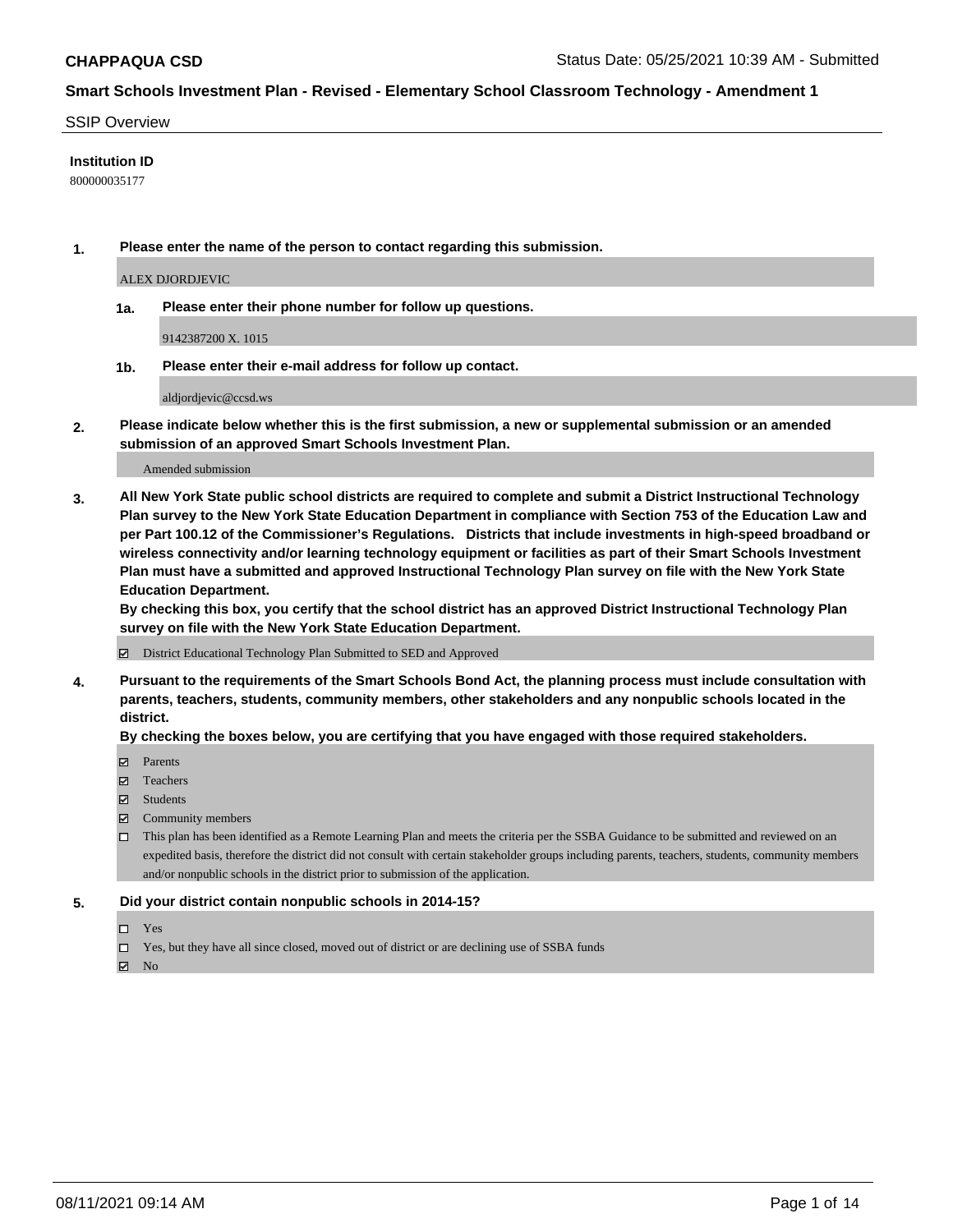# CHAPPAQUA CSD

Status Date: 05/25/2021 10:39 AM - Submitted

## Smart Schools Investment Plan - Revised - Elementary School Classroom Technology - Amendment 1

SSIP Overview

**Institution ID**

800000035177

**1. Please enter the name of the person to contact regarding this submission.**

ALEX DJORDJEVIC

**1a. Please enter their phone number for follow up questions.**

9142387200 X. 1015

**1b. Please enter their e-mail address for follow up contact.**

aldjordjevic@ccsd.ws

**2. Please indicate below whether this is the first submission, a new or supplemental submission or an amended submission of an approved Smart Schools Investment Plan.**

Amended submission

**3. All New York State public school districts are required to complete and submit a District Instructional Technology Plan survey to the New York State Education Department in compliance with Section 753 of the Education Law and per Part 100.12 of the Commissioner's Regulations. Districts that include investments in high-speed broadband or wireless connectivity and/or learning technology equipment or facilities as part of their Smart Schools Investment Plan must have a submitted and approved Instructional Technology Plan survey on file with the New York State Education Department.**
**By checking this box, you certify that the school district has an approved District Instructional Technology Plan survey on file with the New York State Education Department.**

☑ District Educational Technology Plan Submitted to SED and Approved

**4. Pursuant to the requirements of the Smart Schools Bond Act, the planning process must include consultation with parents, teachers, students, community members, other stakeholders and any nonpublic schools located in the district.**
**By checking the boxes below, you are certifying that you have engaged with those required stakeholders.**

☑ Parents
☑ Teachers
☑ Students
☑ Community members
☐ This plan has been identified as a Remote Learning Plan and meets the criteria per the SSBA Guidance to be submitted and reviewed on an expedited basis, therefore the district did not consult with certain stakeholder groups including parents, teachers, students, community members and/or nonpublic schools in the district prior to submission of the application.

**5. Did your district contain nonpublic schools in 2014-15?**

☐ Yes
☐ Yes, but they have all since closed, moved out of district or are declining use of SSBA funds
☑ No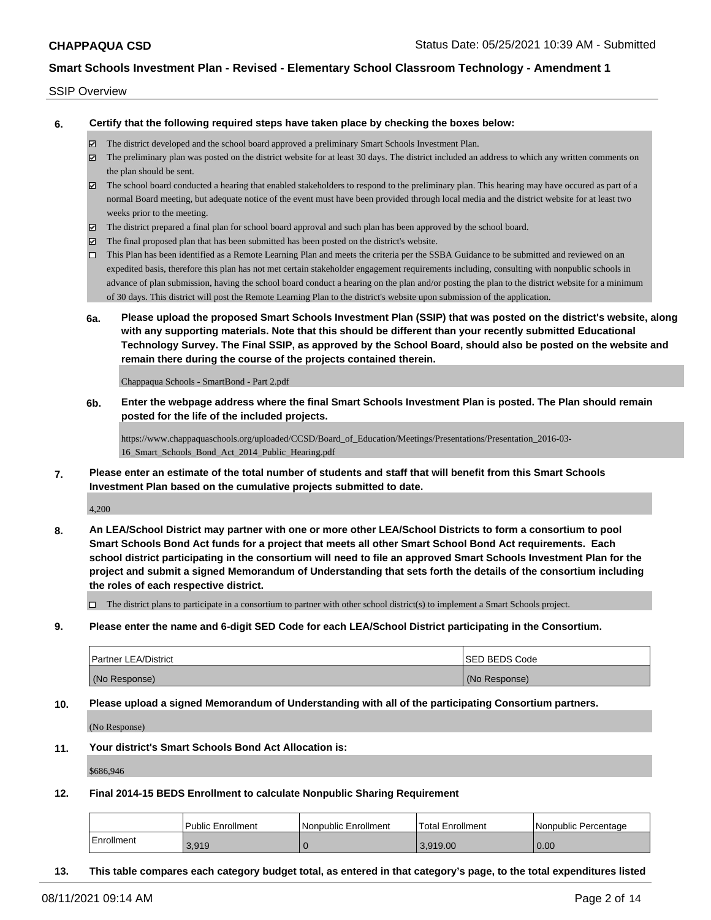SSIP Overview

**6. Certify that the following required steps have taken place by checking the boxes below:**

- ☑ The district developed and the school board approved a preliminary Smart Schools Investment Plan.
- ☑ The preliminary plan was posted on the district website for at least 30 days. The district included an address to which any written comments on the plan should be sent.
- ☑ The school board conducted a hearing that enabled stakeholders to respond to the preliminary plan. This hearing may have occured as part of a normal Board meeting, but adequate notice of the event must have been provided through local media and the district website for at least two weeks prior to the meeting.
- ☑ The district prepared a final plan for school board approval and such plan has been approved by the school board.
- ☑ The final proposed plan that has been submitted has been posted on the district's website.
- ☐ This Plan has been identified as a Remote Learning Plan and meets the criteria per the SSBA Guidance to be submitted and reviewed on an expedited basis, therefore this plan has not met certain stakeholder engagement requirements including, consulting with nonpublic schools in advance of plan submission, having the school board conduct a hearing on the plan and/or posting the plan to the district website for a minimum of 30 days. This district will post the Remote Learning Plan to the district's website upon submission of the application.

**6a. Please upload the proposed Smart Schools Investment Plan (SSIP) that was posted on the district's website, along with any supporting materials. Note that this should be different than your recently submitted Educational Technology Survey. The Final SSIP, as approved by the School Board, should also be posted on the website and remain there during the course of the projects contained therein.**

Chappaqua Schools - SmartBond - Part 2.pdf

**6b. Enter the webpage address where the final Smart Schools Investment Plan is posted. The Plan should remain posted for the life of the included projects.**

https://www.chappaquaschools.org/uploaded/CCSD/Board_of_Education/Meetings/Presentations/Presentation_2016-03-16_Smart_Schools_Bond_Act_2014_Public_Hearing.pdf

**7. Please enter an estimate of the total number of students and staff that will benefit from this Smart Schools Investment Plan based on the cumulative projects submitted to date.**

4,200

**8. An LEA/School District may partner with one or more other LEA/School Districts to form a consortium to pool Smart Schools Bond Act funds for a project that meets all other Smart School Bond Act requirements. Each school district participating in the consortium will need to file an approved Smart Schools Investment Plan for the project and submit a signed Memorandum of Understanding that sets forth the details of the consortium including the roles of each respective district.**

- ☐ The district plans to participate in a consortium to partner with other school district(s) to implement a Smart Schools project.

**9. Please enter the name and 6-digit SED Code for each LEA/School District participating in the Consortium.**

| Partner LEA/District | SED BEDS Code |
|---|---|
| (No Response) | (No Response) |

**10. Please upload a signed Memorandum of Understanding with all of the participating Consortium partners.**

(No Response)

**11. Your district's Smart Schools Bond Act Allocation is:**

$686,946

**12. Final 2014-15 BEDS Enrollment to calculate Nonpublic Sharing Requirement**

| | Public Enrollment | Nonpublic Enrollment | Total Enrollment | Nonpublic Percentage |
|---|---|---|---|---|
| Enrollment | 3,919 | 0 | 3,919.00 | 0.00 |

**13. This table compares each category budget total, as entered in that category's page, to the total expenditures listed**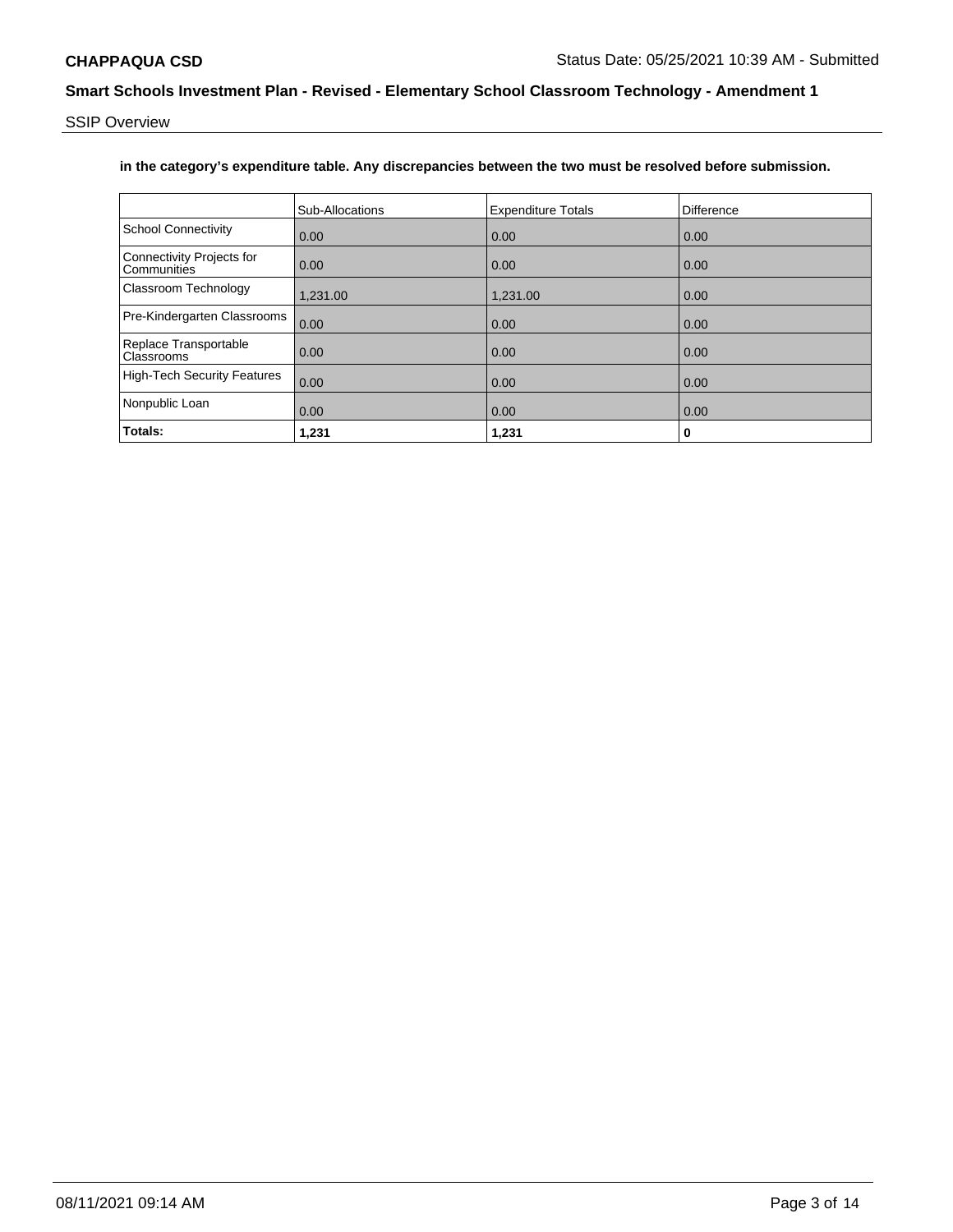**in the category's expenditure table. Any discrepancies between the two must be resolved before submission.**

| | Sub-Allocations | Expenditure Totals | Difference |
|---|---|---|---|
| School Connectivity | 0.00 | 0.00 | 0.00 |
| Connectivity Projects for Communities | 0.00 | 0.00 | 0.00 |
| Classroom Technology | 1,231.00 | 1,231.00 | 0.00 |
| Pre-Kindergarten Classrooms | 0.00 | 0.00 | 0.00 |
| Replace Transportable Classrooms | 0.00 | 0.00 | 0.00 |
| High-Tech Security Features | 0.00 | 0.00 | 0.00 |
| Nonpublic Loan | 0.00 | 0.00 | 0.00 |
| **Totals:** | **1,231** | **1,231** | **0** |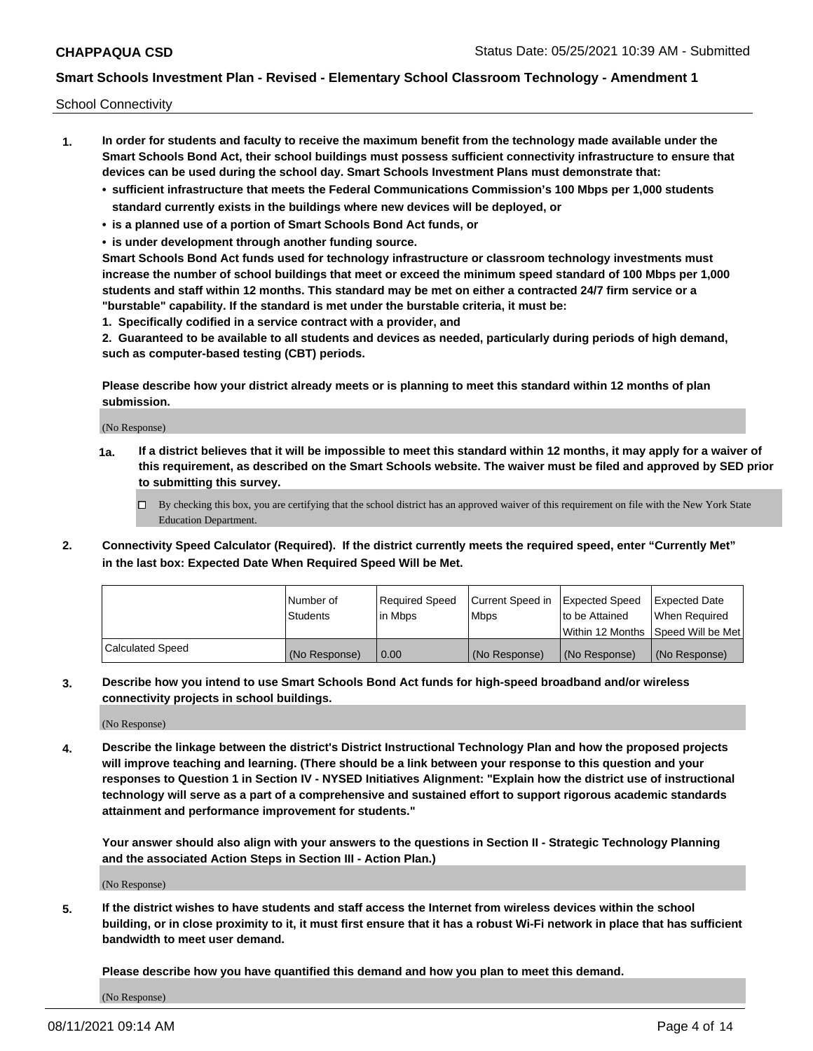School Connectivity

1. **In order for students and faculty to receive the maximum benefit from the technology made available under the Smart Schools Bond Act, their school buildings must possess sufficient connectivity infrastructure to ensure that devices can be used during the school day. Smart Schools Investment Plans must demonstrate that:**
   - **sufficient infrastructure that meets the Federal Communications Commission's 100 Mbps per 1,000 students standard currently exists in the buildings where new devices will be deployed, or**
   - **is a planned use of a portion of Smart Schools Bond Act funds, or**
   - **is under development through another funding source.**

   **Smart Schools Bond Act funds used for technology infrastructure or classroom technology investments must increase the number of school buildings that meet or exceed the minimum speed standard of 100 Mbps per 1,000 students and staff within 12 months. This standard may be met on either a contracted 24/7 firm service or a "burstable" capability. If the standard is met under the burstable criteria, it must be:**

   **1. Specifically codified in a service contract with a provider, and**

   **2. Guaranteed to be available to all students and devices as needed, particularly during periods of high demand, such as computer-based testing (CBT) periods.**

   **Please describe how your district already meets or is planning to meet this standard within 12 months of plan submission.**

   (No Response)

   **1a. If a district believes that it will be impossible to meet this standard within 12 months, it may apply for a waiver of this requirement, as described on the Smart Schools website. The waiver must be filed and approved by SED prior to submitting this survey.**

   - [ ] By checking this box, you are certifying that the school district has an approved waiver of this requirement on file with the New York State Education Department.

2. **Connectivity Speed Calculator (Required). If the district currently meets the required speed, enter "Currently Met" in the last box: Expected Date When Required Speed Will be Met.**

| | Number of Students | Required Speed in Mbps | Current Speed in Mbps | Expected Speed to be Attained Within 12 Months | Expected Date When Required Speed Will be Met |
|---|---|---|---|---|---|
| Calculated Speed | (No Response) | 0.00 | (No Response) | (No Response) | (No Response) |

3. **Describe how you intend to use Smart Schools Bond Act funds for high-speed broadband and/or wireless connectivity projects in school buildings.**

   (No Response)

4. **Describe the linkage between the district's District Instructional Technology Plan and how the proposed projects will improve teaching and learning. (There should be a link between your response to this question and your responses to Question 1 in Section IV - NYSED Initiatives Alignment: "Explain how the district use of instructional technology will serve as a part of a comprehensive and sustained effort to support rigorous academic standards attainment and performance improvement for students."**

   **Your answer should also align with your answers to the questions in Section II - Strategic Technology Planning and the associated Action Steps in Section III - Action Plan.)**

   (No Response)

5. **If the district wishes to have students and staff access the Internet from wireless devices within the school building, or in close proximity to it, it must first ensure that it has a robust Wi-Fi network in place that has sufficient bandwidth to meet user demand.**

   **Please describe how you have quantified this demand and how you plan to meet this demand.**

   (No Response)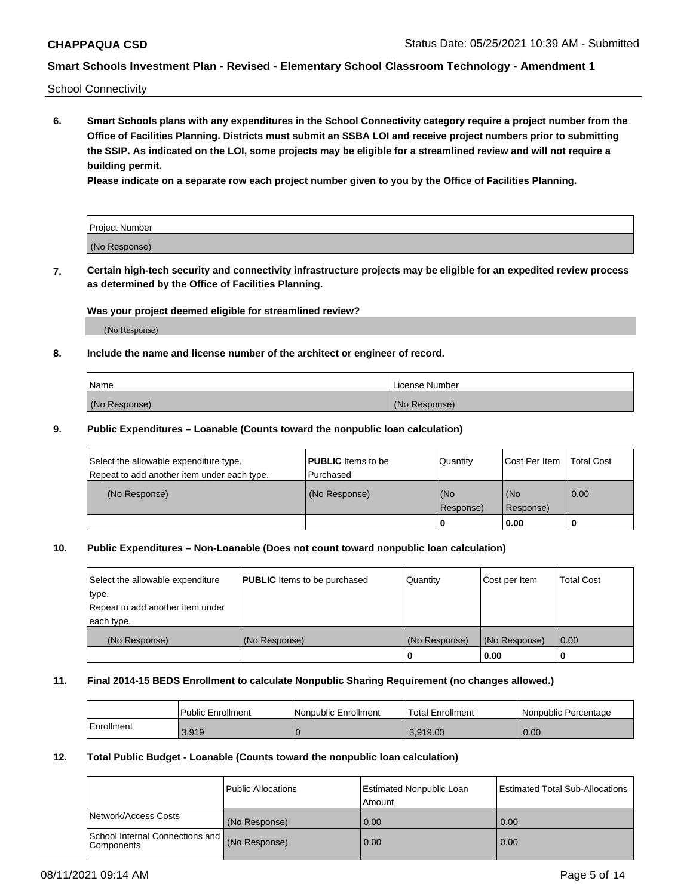School Connectivity

**6. Smart Schools plans with any expenditures in the School Connectivity category require a project number from the Office of Facilities Planning. Districts must submit an SSBA LOI and receive project numbers prior to submitting the SSIP. As indicated on the LOI, some projects may be eligible for a streamlined review and will not require a building permit.**

**Please indicate on a separate row each project number given to you by the Office of Facilities Planning.**

| Project Number |
| --- |
| (No Response) |

**7. Certain high-tech security and connectivity infrastructure projects may be eligible for an expedited review process as determined by the Office of Facilities Planning.**

**Was your project deemed eligible for streamlined review?**

(No Response)

**8. Include the name and license number of the architect or engineer of record.**

| Name | License Number |
| --- | --- |
| (No Response) | (No Response) |

**9. Public Expenditures – Loanable (Counts toward the nonpublic loan calculation)**

| Select the allowable expenditure type. Repeat to add another item under each type. | **PUBLIC** Items to be Purchased | Quantity | Cost Per Item | Total Cost |
| --- | --- | --- | --- | --- |
| (No Response) | (No Response) | (No Response) | (No Response) | 0.00 |
| | | 0 | 0.00 | 0 |

**10. Public Expenditures – Non-Loanable (Does not count toward nonpublic loan calculation)**

| Select the allowable expenditure type. Repeat to add another item under each type. | **PUBLIC** Items to be purchased | Quantity | Cost per Item | Total Cost |
| --- | --- | --- | --- | --- |
| (No Response) | (No Response) | (No Response) | (No Response) | 0.00 |
| | | 0 | 0.00 | 0 |

**11. Final 2014-15 BEDS Enrollment to calculate Nonpublic Sharing Requirement (no changes allowed.)**

| | Public Enrollment | Nonpublic Enrollment | Total Enrollment | Nonpublic Percentage |
| --- | --- | --- | --- | --- |
| Enrollment | 3,919 | 0 | 3,919.00 | 0.00 |

**12. Total Public Budget - Loanable (Counts toward the nonpublic loan calculation)**

| | Public Allocations | Estimated Nonpublic Loan Amount | Estimated Total Sub-Allocations |
| --- | --- | --- | --- |
| Network/Access Costs | (No Response) | 0.00 | 0.00 |
| School Internal Connections and Components | (No Response) | 0.00 | 0.00 |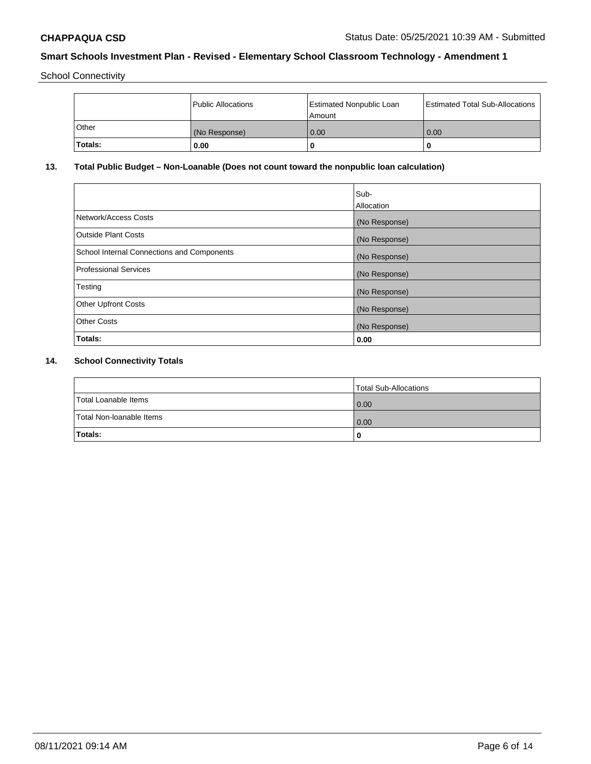School Connectivity

| | Public Allocations | Estimated Nonpublic Loan Amount | Estimated Total Sub-Allocations |
|---|---|---|---|
| Other | (No Response) | 0.00 | 0.00 |
| **Totals:** | **0.00** | **0** | **0** |

## 13. Total Public Budget – Non-Loanable (Does not count toward the nonpublic loan calculation)

| | Sub-Allocation |
|---|---|
| Network/Access Costs | (No Response) |
| Outside Plant Costs | (No Response) |
| School Internal Connections and Components | (No Response) |
| Professional Services | (No Response) |
| Testing | (No Response) |
| Other Upfront Costs | (No Response) |
| Other Costs | (No Response) |
| **Totals:** | **0.00** |

## 14. School Connectivity Totals

| | Total Sub-Allocations |
|---|---|
| Total Loanable Items | 0.00 |
| Total Non-loanable Items | 0.00 |
| **Totals:** | **0** |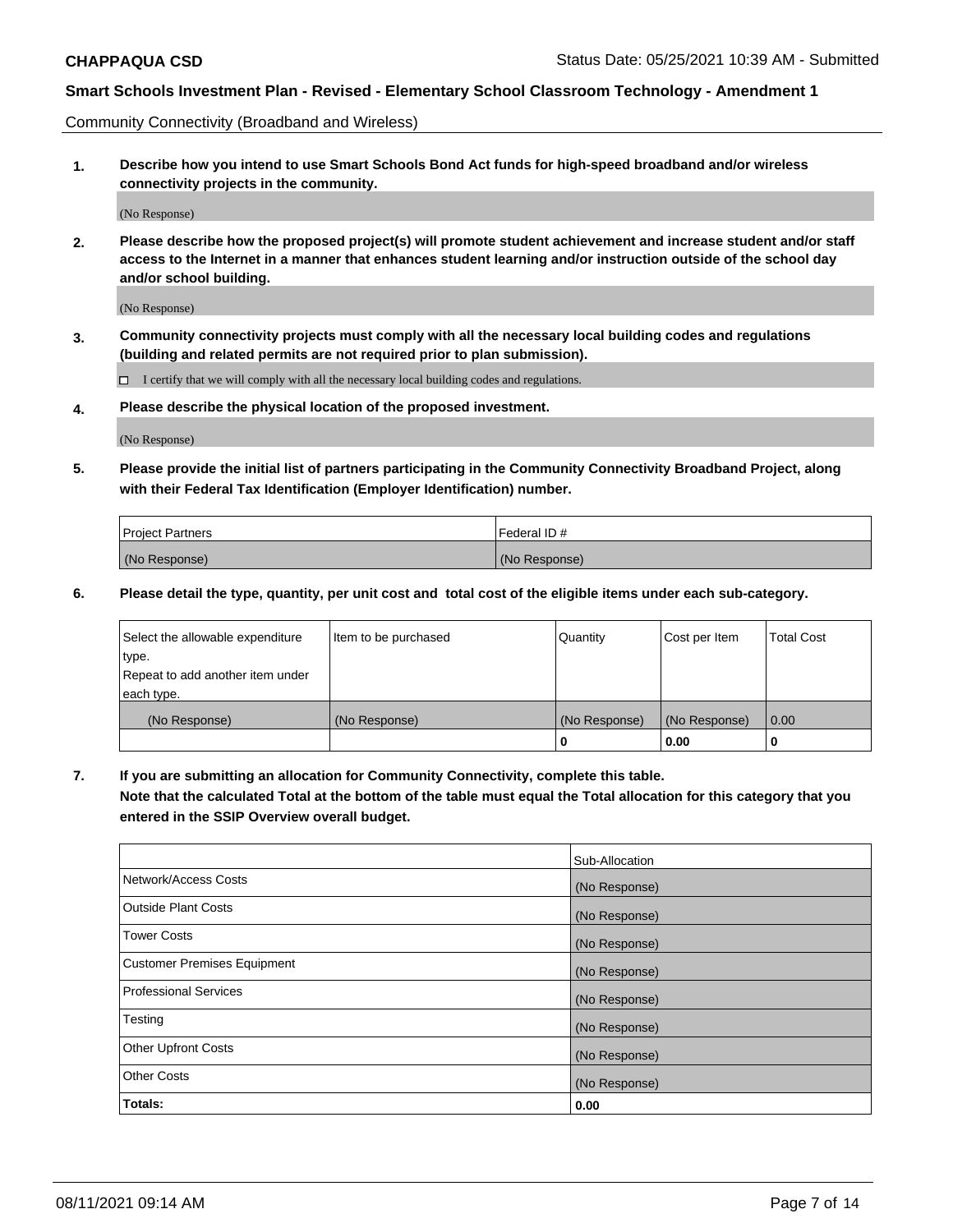Community Connectivity (Broadband and Wireless)

**1. Describe how you intend to use Smart Schools Bond Act funds for high-speed broadband and/or wireless connectivity projects in the community.**

(No Response)

**2. Please describe how the proposed project(s) will promote student achievement and increase student and/or staff access to the Internet in a manner that enhances student learning and/or instruction outside of the school day and/or school building.**

(No Response)

**3. Community connectivity projects must comply with all the necessary local building codes and regulations (building and related permits are not required prior to plan submission).**

☐ I certify that we will comply with all the necessary local building codes and regulations.

**4. Please describe the physical location of the proposed investment.**

(No Response)

**5. Please provide the initial list of partners participating in the Community Connectivity Broadband Project, along with their Federal Tax Identification (Employer Identification) number.**

| Project Partners | Federal ID # |
|---|---|
| (No Response) | (No Response) |

**6. Please detail the type, quantity, per unit cost and total cost of the eligible items under each sub-category.**

| Select the allowable expenditure type. Repeat to add another item under each type. | Item to be purchased | Quantity | Cost per Item | Total Cost |
|---|---|---|---|---|
| (No Response) | (No Response) | (No Response) | (No Response) | 0.00 |
| | | **0** | **0.00** | **0** |

**7. If you are submitting an allocation for Community Connectivity, complete this table. Note that the calculated Total at the bottom of the table must equal the Total allocation for this category that you entered in the SSIP Overview overall budget.**

| | Sub-Allocation |
|---|---|
| Network/Access Costs | (No Response) |
| Outside Plant Costs | (No Response) |
| Tower Costs | (No Response) |
| Customer Premises Equipment | (No Response) |
| Professional Services | (No Response) |
| Testing | (No Response) |
| Other Upfront Costs | (No Response) |
| Other Costs | (No Response) |
| **Totals:** | **0.00** |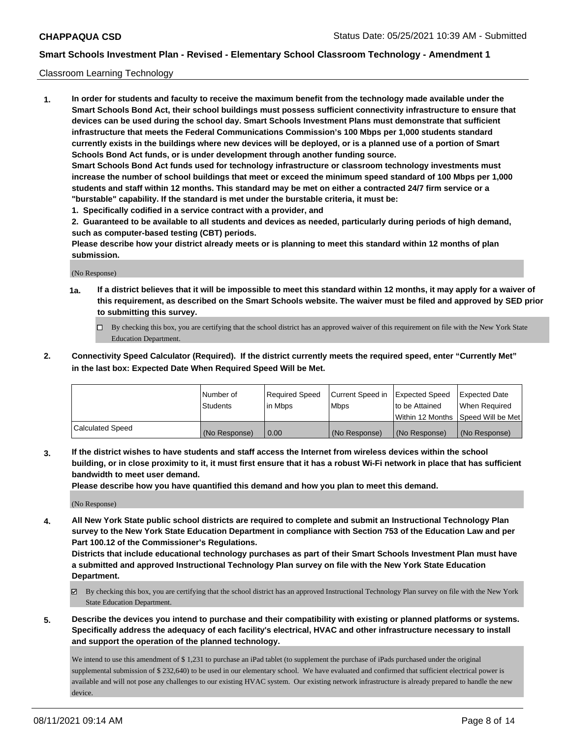Classroom Learning Technology

**1. In order for students and faculty to receive the maximum benefit from the technology made available under the Smart Schools Bond Act, their school buildings must possess sufficient connectivity infrastructure to ensure that devices can be used during the school day. Smart Schools Investment Plans must demonstrate that sufficient infrastructure that meets the Federal Communications Commission's 100 Mbps per 1,000 students standard currently exists in the buildings where new devices will be deployed, or is a planned use of a portion of Smart Schools Bond Act funds, or is under development through another funding source.**

**Smart Schools Bond Act funds used for technology infrastructure or classroom technology investments must increase the number of school buildings that meet or exceed the minimum speed standard of 100 Mbps per 1,000 students and staff within 12 months. This standard may be met on either a contracted 24/7 firm service or a "burstable" capability. If the standard is met under the burstable criteria, it must be:**

**1. Specifically codified in a service contract with a provider, and**

**2. Guaranteed to be available to all students and devices as needed, particularly during periods of high demand, such as computer-based testing (CBT) periods.**

**Please describe how your district already meets or is planning to meet this standard within 12 months of plan submission.**

(No Response)

**1a. If a district believes that it will be impossible to meet this standard within 12 months, it may apply for a waiver of this requirement, as described on the Smart Schools website. The waiver must be filed and approved by SED prior to submitting this survey.**

☐ By checking this box, you are certifying that the school district has an approved waiver of this requirement on file with the New York State Education Department.

**2. Connectivity Speed Calculator (Required). If the district currently meets the required speed, enter "Currently Met" in the last box: Expected Date When Required Speed Will be Met.**

| | Number of Students | Required Speed in Mbps | Current Speed in Mbps | Expected Speed to be Attained Within 12 Months | Expected Date When Required Speed Will be Met |
|---|---|---|---|---|---|
| Calculated Speed | (No Response) | 0.00 | (No Response) | (No Response) | (No Response) |

**3. If the district wishes to have students and staff access the Internet from wireless devices within the school building, or in close proximity to it, it must first ensure that it has a robust Wi-Fi network in place that has sufficient bandwidth to meet user demand.**

**Please describe how you have quantified this demand and how you plan to meet this demand.**

(No Response)

**4. All New York State public school districts are required to complete and submit an Instructional Technology Plan survey to the New York State Education Department in compliance with Section 753 of the Education Law and per Part 100.12 of the Commissioner's Regulations.**

**Districts that include educational technology purchases as part of their Smart Schools Investment Plan must have a submitted and approved Instructional Technology Plan survey on file with the New York State Education Department.**

☑ By checking this box, you are certifying that the school district has an approved Instructional Technology Plan survey on file with the New York State Education Department.

**5. Describe the devices you intend to purchase and their compatibility with existing or planned platforms or systems. Specifically address the adequacy of each facility's electrical, HVAC and other infrastructure necessary to install and support the operation of the planned technology.**

We intend to use this amendment of $ 1,231 to purchase an iPad tablet (to supplement the purchase of iPads purchased under the original supplemental submission of $ 232,640) to be used in our elementary school. We have evaluated and confirmed that sufficient electrical power is available and will not pose any challenges to our existing HVAC system. Our existing network infrastructure is already prepared to handle the new device.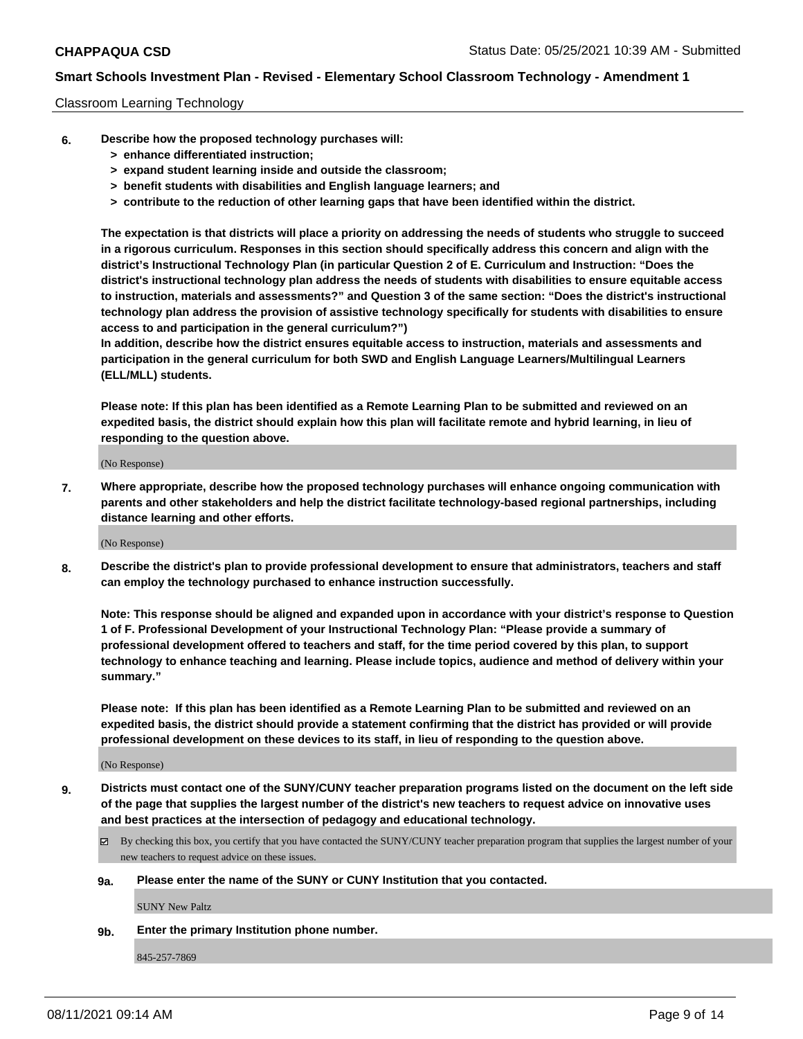Classroom Learning Technology

**6. Describe how the proposed technology purchases will:**
   **> enhance differentiated instruction;**
   **> expand student learning inside and outside the classroom;**
   **> benefit students with disabilities and English language learners; and**
   **> contribute to the reduction of other learning gaps that have been identified within the district.**

**The expectation is that districts will place a priority on addressing the needs of students who struggle to succeed in a rigorous curriculum. Responses in this section should specifically address this concern and align with the district's Instructional Technology Plan (in particular Question 2 of E. Curriculum and Instruction: "Does the district's instructional technology plan address the needs of students with disabilities to ensure equitable access to instruction, materials and assessments?" and Question 3 of the same section: "Does the district's instructional technology plan address the provision of assistive technology specifically for students with disabilities to ensure access to and participation in the general curriculum?")**

**In addition, describe how the district ensures equitable access to instruction, materials and assessments and participation in the general curriculum for both SWD and English Language Learners/Multilingual Learners (ELL/MLL) students.**

**Please note: If this plan has been identified as a Remote Learning Plan to be submitted and reviewed on an expedited basis, the district should explain how this plan will facilitate remote and hybrid learning, in lieu of responding to the question above.**

(No Response)

**7. Where appropriate, describe how the proposed technology purchases will enhance ongoing communication with parents and other stakeholders and help the district facilitate technology-based regional partnerships, including distance learning and other efforts.**

(No Response)

**8. Describe the district's plan to provide professional development to ensure that administrators, teachers and staff can employ the technology purchased to enhance instruction successfully.**

**Note: This response should be aligned and expanded upon in accordance with your district's response to Question 1 of F. Professional Development of your Instructional Technology Plan: "Please provide a summary of professional development offered to teachers and staff, for the time period covered by this plan, to support technology to enhance teaching and learning. Please include topics, audience and method of delivery within your summary."**

**Please note: If this plan has been identified as a Remote Learning Plan to be submitted and reviewed on an expedited basis, the district should provide a statement confirming that the district has provided or will provide professional development on these devices to its staff, in lieu of responding to the question above.**

(No Response)

**9. Districts must contact one of the SUNY/CUNY teacher preparation programs listed on the document on the left side of the page that supplies the largest number of the district's new teachers to request advice on innovative uses and best practices at the intersection of pedagogy and educational technology.**

☑ By checking this box, you certify that you have contacted the SUNY/CUNY teacher preparation program that supplies the largest number of your new teachers to request advice on these issues.

**9a. Please enter the name of the SUNY or CUNY Institution that you contacted.**

SUNY New Paltz

**9b. Enter the primary Institution phone number.**

845-257-7869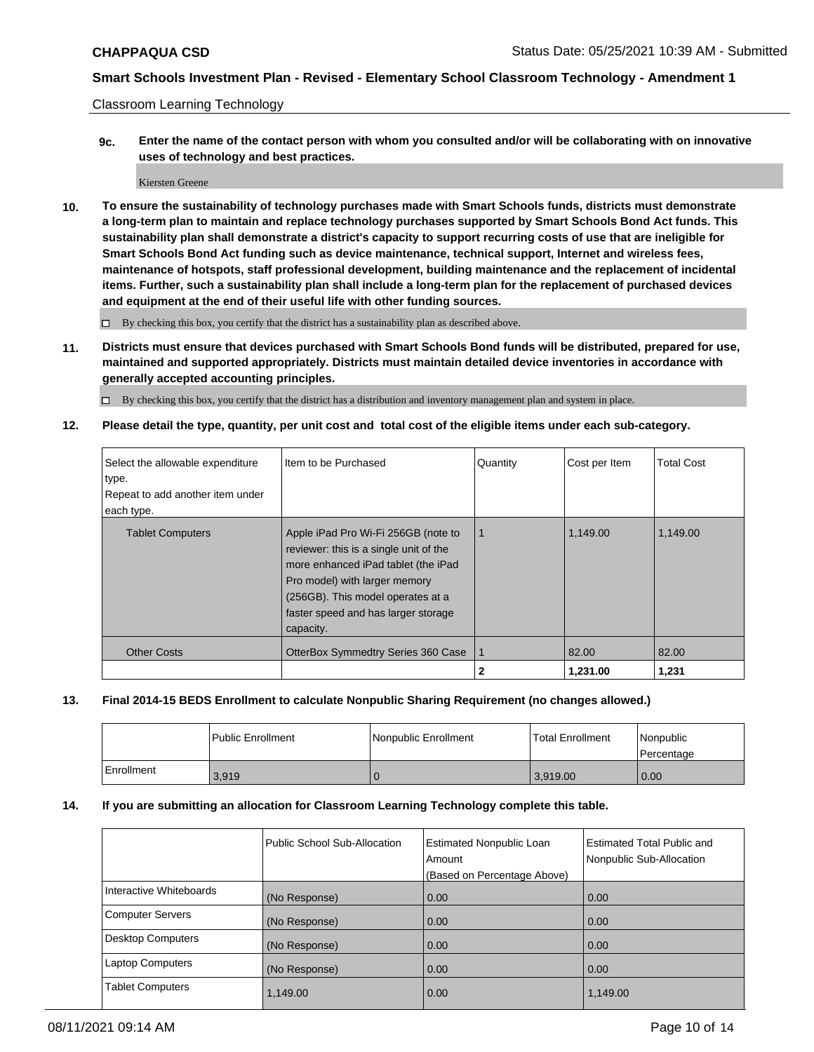Classroom Learning Technology

**9c. Enter the name of the contact person with whom you consulted and/or will be collaborating with on innovative uses of technology and best practices.**

Kiersten Greene

**10. To ensure the sustainability of technology purchases made with Smart Schools funds, districts must demonstrate a long-term plan to maintain and replace technology purchases supported by Smart Schools Bond Act funds. This sustainability plan shall demonstrate a district's capacity to support recurring costs of use that are ineligible for Smart Schools Bond Act funding such as device maintenance, technical support, Internet and wireless fees, maintenance of hotspots, staff professional development, building maintenance and the replacement of incidental items. Further, such a sustainability plan shall include a long-term plan for the replacement of purchased devices and equipment at the end of their useful life with other funding sources.**

☐ By checking this box, you certify that the district has a sustainability plan as described above.

**11. Districts must ensure that devices purchased with Smart Schools Bond funds will be distributed, prepared for use, maintained and supported appropriately. Districts must maintain detailed device inventories in accordance with generally accepted accounting principles.**

☐ By checking this box, you certify that the district has a distribution and inventory management plan and system in place.

**12. Please detail the type, quantity, per unit cost and total cost of the eligible items under each sub-category.**

| Select the allowable expenditure type. Repeat to add another item under each type. | Item to be Purchased | Quantity | Cost per Item | Total Cost |
|---|---|---|---|---|
| Tablet Computers | Apple iPad Pro Wi-Fi 256GB (note to reviewer: this is a single unit of the more enhanced iPad tablet (the iPad Pro model) with larger memory (256GB). This model operates at a faster speed and has larger storage capacity. | 1 | 1,149.00 | 1,149.00 |
| Other Costs | OtterBox Symmedtry Series 360 Case | 1 | 82.00 | 82.00 |
| | | **2** | **1,231.00** | **1,231** |

**13. Final 2014-15 BEDS Enrollment to calculate Nonpublic Sharing Requirement (no changes allowed.)**

| | Public Enrollment | Nonpublic Enrollment | Total Enrollment | Nonpublic Percentage |
|---|---|---|---|---|
| Enrollment | 3,919 | 0 | 3,919.00 | 0.00 |

**14. If you are submitting an allocation for Classroom Learning Technology complete this table.**

| | Public School Sub-Allocation | Estimated Nonpublic Loan Amount (Based on Percentage Above) | Estimated Total Public and Nonpublic Sub-Allocation |
|---|---|---|---|
| Interactive Whiteboards | (No Response) | 0.00 | 0.00 |
| Computer Servers | (No Response) | 0.00 | 0.00 |
| Desktop Computers | (No Response) | 0.00 | 0.00 |
| Laptop Computers | (No Response) | 0.00 | 0.00 |
| Tablet Computers | 1,149.00 | 0.00 | 1,149.00 |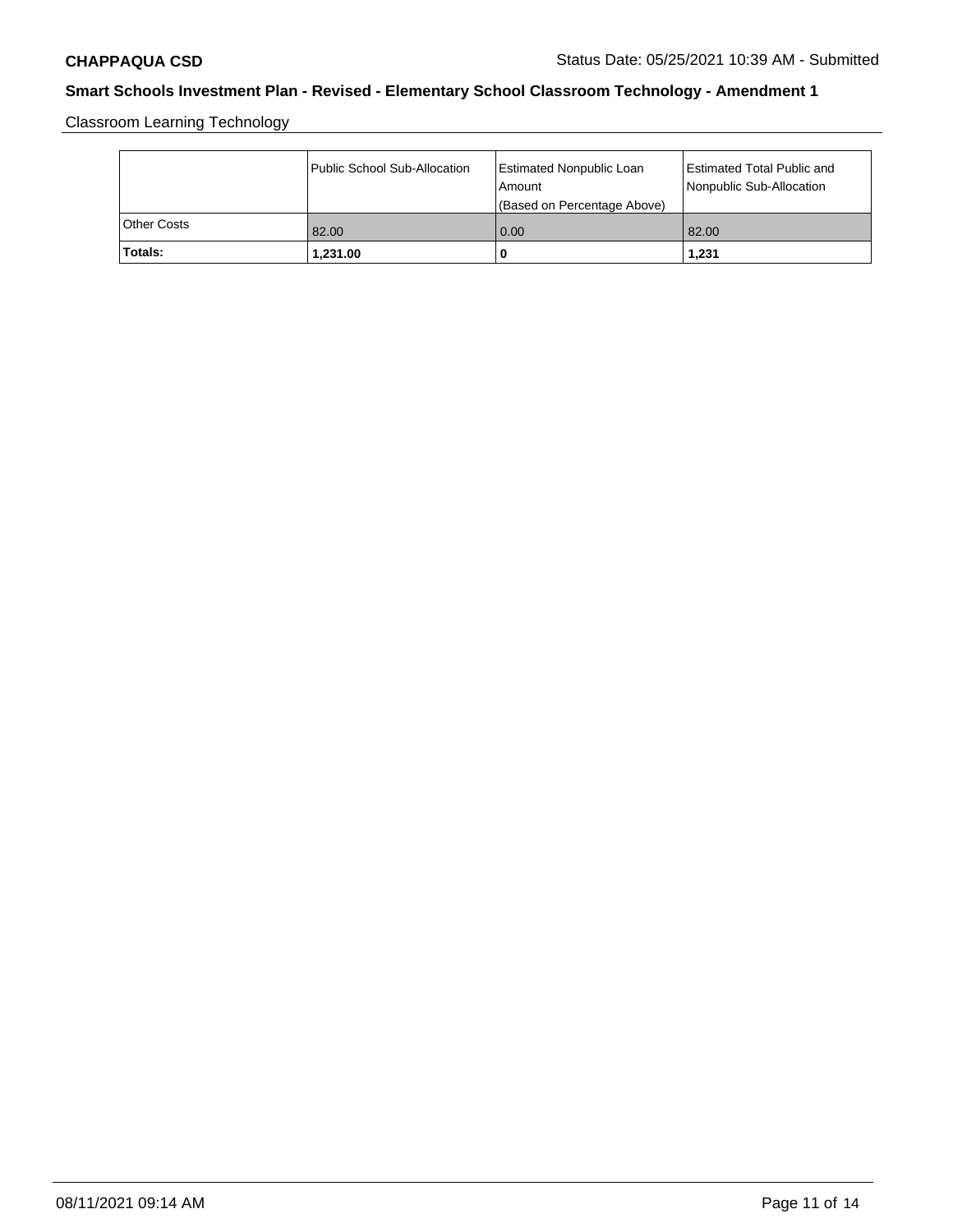**CHAPPAQUA CSD** Status Date: 05/25/2021 10:39 AM - Submitted

## Smart Schools Investment Plan - Revised - Elementary School Classroom Technology - Amendment 1

Classroom Learning Technology

| | Public School Sub-Allocation | Estimated Nonpublic Loan Amount (Based on Percentage Above) | Estimated Total Public and Nonpublic Sub-Allocation |
|---|---|---|---|
| Other Costs | 82.00 | 0.00 | 82.00 |
| **Totals:** | **1,231.00** | **0** | **1,231** |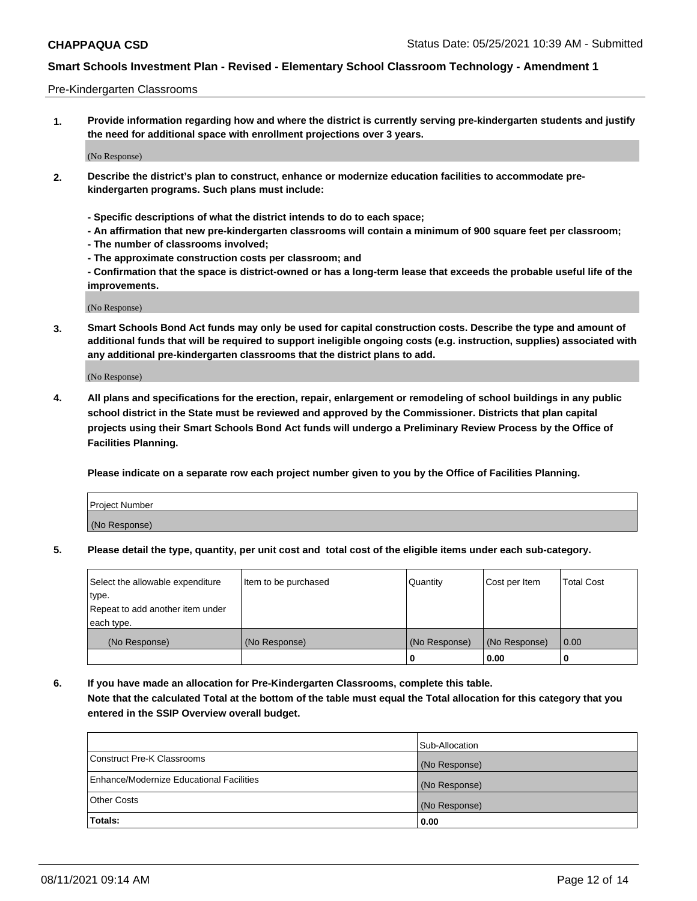Pre-Kindergarten Classrooms

**1. Provide information regarding how and where the district is currently serving pre-kindergarten students and justify the need for additional space with enrollment projections over 3 years.**

(No Response)

**2. Describe the district's plan to construct, enhance or modernize education facilities to accommodate pre-kindergarten programs. Such plans must include:**

**- Specific descriptions of what the district intends to do to each space;**
**- An affirmation that new pre-kindergarten classrooms will contain a minimum of 900 square feet per classroom;**
**- The number of classrooms involved;**
**- The approximate construction costs per classroom; and**
**- Confirmation that the space is district-owned or has a long-term lease that exceeds the probable useful life of the improvements.**

(No Response)

**3. Smart Schools Bond Act funds may only be used for capital construction costs. Describe the type and amount of additional funds that will be required to support ineligible ongoing costs (e.g. instruction, supplies) associated with any additional pre-kindergarten classrooms that the district plans to add.**

(No Response)

**4. All plans and specifications for the erection, repair, enlargement or remodeling of school buildings in any public school district in the State must be reviewed and approved by the Commissioner. Districts that plan capital projects using their Smart Schools Bond Act funds will undergo a Preliminary Review Process by the Office of Facilities Planning.**

**Please indicate on a separate row each project number given to you by the Office of Facilities Planning.**

| Project Number |
|---|
| (No Response) |

**5. Please detail the type, quantity, per unit cost and total cost of the eligible items under each sub-category.**

| Select the allowable expenditure type. Repeat to add another item under each type. | Item to be purchased | Quantity | Cost per Item | Total Cost |
|---|---|---|---|---|
| (No Response) | (No Response) | (No Response) | (No Response) | 0.00 |
| | | 0 | 0.00 | 0 |

**6. If you have made an allocation for Pre-Kindergarten Classrooms, complete this table. Note that the calculated Total at the bottom of the table must equal the Total allocation for this category that you entered in the SSIP Overview overall budget.**

| | Sub-Allocation |
|---|---|
| Construct Pre-K Classrooms | (No Response) |
| Enhance/Modernize Educational Facilities | (No Response) |
| Other Costs | (No Response) |
| **Totals:** | **0.00** |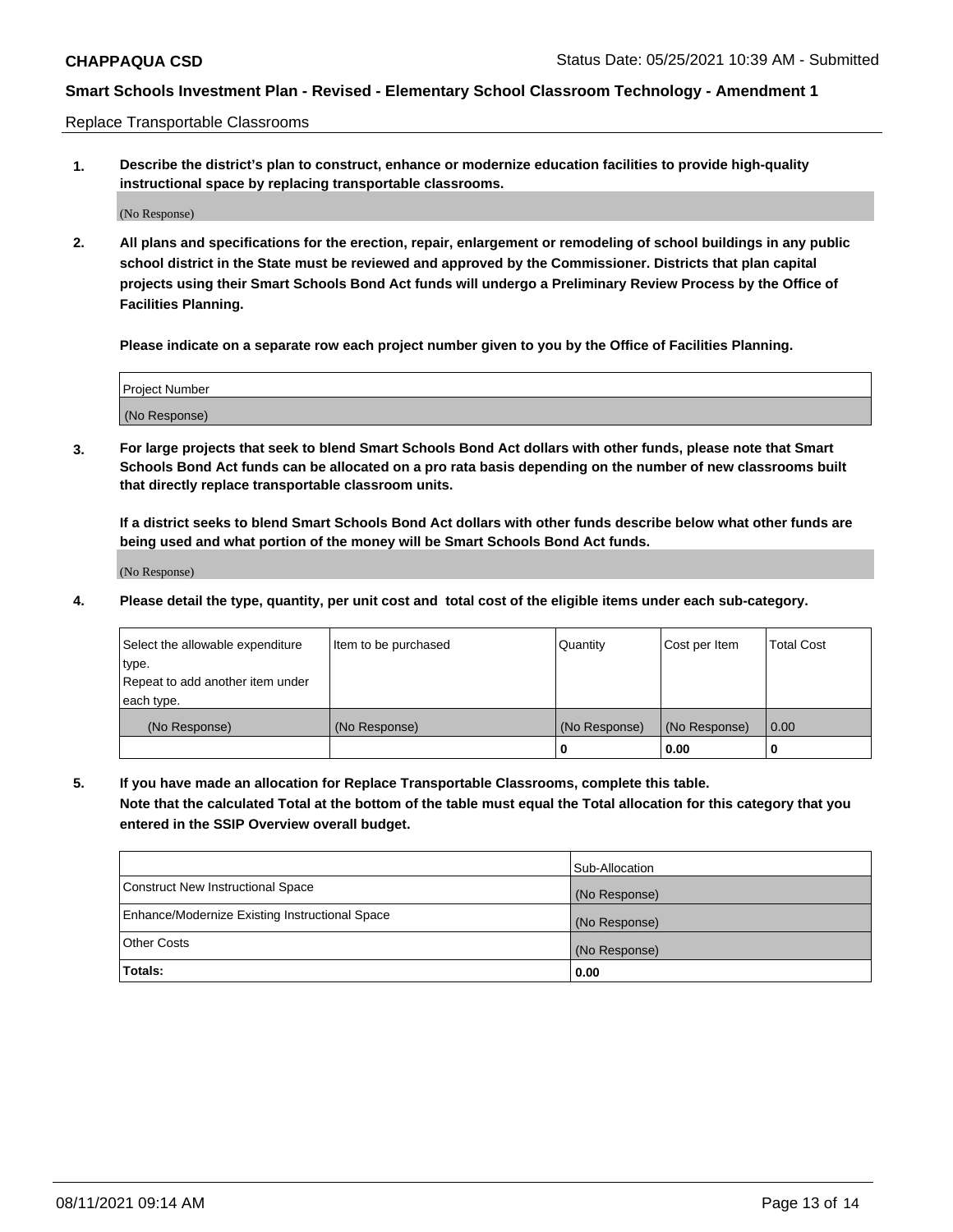**CHAPPAQUA CSD** Status Date: 05/25/2021 10:39 AM - Submitted

## Smart Schools Investment Plan - Revised - Elementary School Classroom Technology - Amendment 1

Replace Transportable Classrooms

**1. Describe the district's plan to construct, enhance or modernize education facilities to provide high-quality instructional space by replacing transportable classrooms.**

(No Response)

**2. All plans and specifications for the erection, repair, enlargement or remodeling of school buildings in any public school district in the State must be reviewed and approved by the Commissioner. Districts that plan capital projects using their Smart Schools Bond Act funds will undergo a Preliminary Review Process by the Office of Facilities Planning.**

**Please indicate on a separate row each project number given to you by the Office of Facilities Planning.**

| Project Number |
|---|
| (No Response) |

**3. For large projects that seek to blend Smart Schools Bond Act dollars with other funds, please note that Smart Schools Bond Act funds can be allocated on a pro rata basis depending on the number of new classrooms built that directly replace transportable classroom units.**

**If a district seeks to blend Smart Schools Bond Act dollars with other funds describe below what other funds are being used and what portion of the money will be Smart Schools Bond Act funds.**

(No Response)

**4. Please detail the type, quantity, per unit cost and total cost of the eligible items under each sub-category.**

| Select the allowable expenditure type. Repeat to add another item under each type. | Item to be purchased | Quantity | Cost per Item | Total Cost |
|---|---|---|---|---|
| (No Response) | (No Response) | (No Response) | (No Response) | 0.00 |
| | | 0 | 0.00 | 0 |

**5. If you have made an allocation for Replace Transportable Classrooms, complete this table. Note that the calculated Total at the bottom of the table must equal the Total allocation for this category that you entered in the SSIP Overview overall budget.**

| | Sub-Allocation |
|---|---|
| Construct New Instructional Space | (No Response) |
| Enhance/Modernize Existing Instructional Space | (No Response) |
| Other Costs | (No Response) |
| **Totals:** | **0.00** |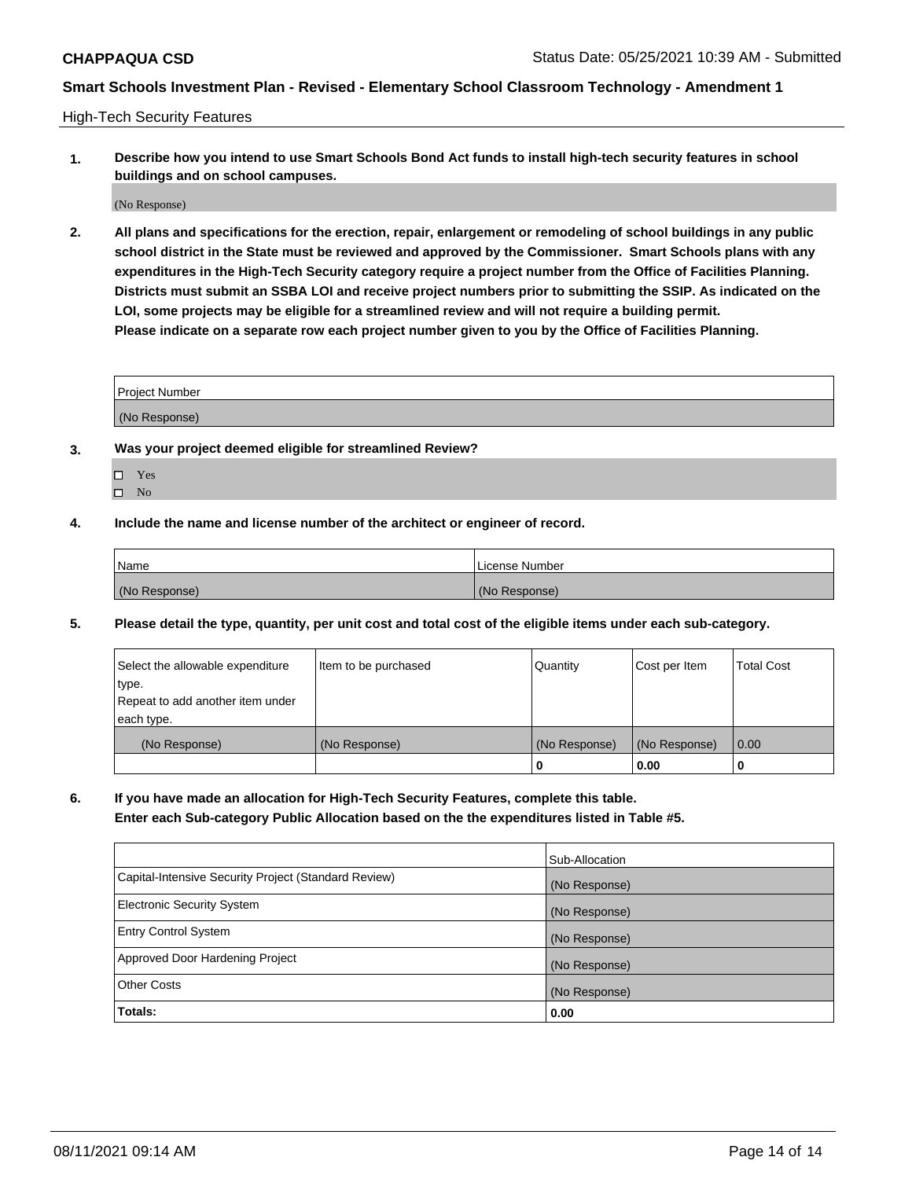High-Tech Security Features

**1. Describe how you intend to use Smart Schools Bond Act funds to install high-tech security features in school buildings and on school campuses.**

(No Response)

**2. All plans and specifications for the erection, repair, enlargement or remodeling of school buildings in any public school district in the State must be reviewed and approved by the Commissioner. Smart Schools plans with any expenditures in the High-Tech Security category require a project number from the Office of Facilities Planning. Districts must submit an SSBA LOI and receive project numbers prior to submitting the SSIP. As indicated on the LOI, some projects may be eligible for a streamlined review and will not require a building permit.
Please indicate on a separate row each project number given to you by the Office of Facilities Planning.**

| Project Number |
|---|
| (No Response) |

**3. Was your project deemed eligible for streamlined Review?**

- ☐ Yes
- ☐ No

**4. Include the name and license number of the architect or engineer of record.**

| Name | License Number |
|---|---|
| (No Response) | (No Response) |

**5. Please detail the type, quantity, per unit cost and total cost of the eligible items under each sub-category.**

| Select the allowable expenditure type. Repeat to add another item under each type. | Item to be purchased | Quantity | Cost per Item | Total Cost |
|---|---|---|---|---|
| (No Response) | (No Response) | (No Response) | (No Response) | 0.00 |
| | | 0 | 0.00 | 0 |

**6. If you have made an allocation for High-Tech Security Features, complete this table.
Enter each Sub-category Public Allocation based on the the expenditures listed in Table #5.**

| | Sub-Allocation |
|---|---|
| Capital-Intensive Security Project (Standard Review) | (No Response) |
| Electronic Security System | (No Response) |
| Entry Control System | (No Response) |
| Approved Door Hardening Project | (No Response) |
| Other Costs | (No Response) |
| **Totals:** | **0.00** |